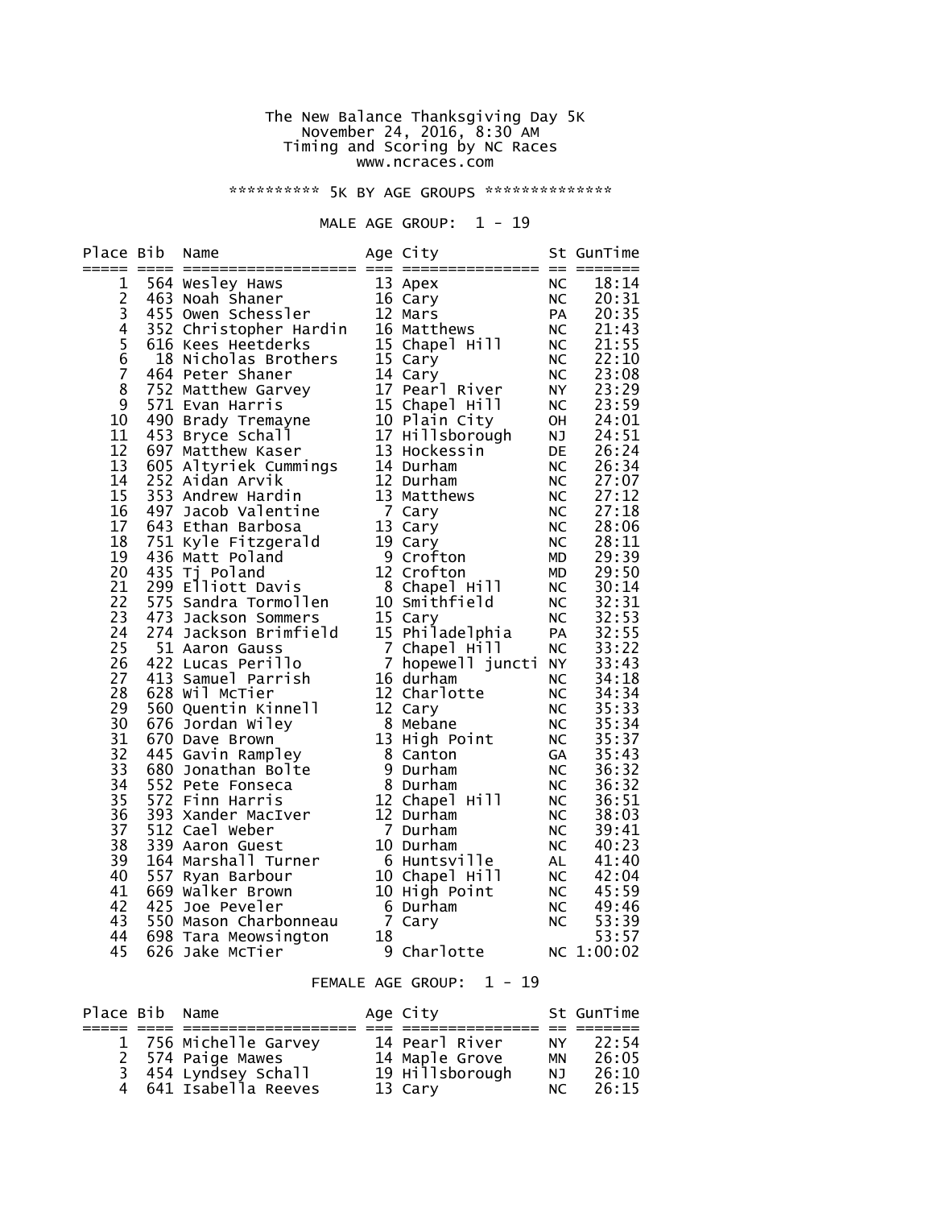The New Balance Thanksgiving Day 5K
November 24, 2016, 8:30 AM
Timing and Scoring by NC Races
www.ncraces.com

********** 5K BY AGE GROUPS **************

MALE AGE GROUP: 1 - 19

| Place | Bib | Name | Age | City | St | GunTime |
|---|---|---|---|---|---|---|
| 1 | 564 | Wesley Haws | 13 | Apex | NC | 18:14 |
| 2 | 463 | Noah Shaner | 16 | Cary | NC | 20:31 |
| 3 | 455 | Owen Schessler | 12 | Mars | PA | 20:35 |
| 4 | 352 | Christopher Hardin | 16 | Matthews | NC | 21:43 |
| 5 | 616 | Kees Heetderks | 15 | Chapel Hill | NC | 21:55 |
| 6 | 18 | Nicholas Brothers | 15 | Cary | NC | 22:10 |
| 7 | 464 | Peter Shaner | 14 | Cary | NC | 23:08 |
| 8 | 752 | Matthew Garvey | 17 | Pearl River | NY | 23:29 |
| 9 | 571 | Evan Harris | 15 | Chapel Hill | NC | 23:59 |
| 10 | 490 | Brady Tremayne | 10 | Plain City | OH | 24:01 |
| 11 | 453 | Bryce Schall | 17 | Hillsborough | NJ | 24:51 |
| 12 | 697 | Matthew Kaser | 13 | Hockessin | DE | 26:24 |
| 13 | 605 | Altyriek Cummings | 14 | Durham | NC | 26:34 |
| 14 | 252 | Aidan Arvik | 12 | Durham | NC | 27:07 |
| 15 | 353 | Andrew Hardin | 13 | Matthews | NC | 27:12 |
| 16 | 497 | Jacob Valentine | 7 | Cary | NC | 27:18 |
| 17 | 643 | Ethan Barbosa | 13 | Cary | NC | 28:06 |
| 18 | 751 | Kyle Fitzgerald | 19 | Cary | NC | 28:11 |
| 19 | 436 | Matt Poland | 9 | Crofton | MD | 29:39 |
| 20 | 435 | Tj Poland | 12 | Crofton | MD | 29:50 |
| 21 | 299 | Elliott Davis | 8 | Chapel Hill | NC | 30:14 |
| 22 | 575 | Sandra Tormollen | 10 | Smithfield | NC | 32:31 |
| 23 | 473 | Jackson Sommers | 15 | Cary | NC | 32:53 |
| 24 | 274 | Jackson Brimfield | 15 | Philadelphia | PA | 32:55 |
| 25 | 51 | Aaron Gauss | 7 | Chapel Hill | NC | 33:22 |
| 26 | 422 | Lucas Perillo | 7 | hopewell juncti | NY | 33:43 |
| 27 | 413 | Samuel Parrish | 16 | durham | NC | 34:18 |
| 28 | 628 | Wil McTier | 12 | Charlotte | NC | 34:34 |
| 29 | 560 | Quentin Kinnell | 12 | Cary | NC | 35:33 |
| 30 | 676 | Jordan Wiley | 8 | Mebane | NC | 35:34 |
| 31 | 670 | Dave Brown | 13 | High Point | NC | 35:37 |
| 32 | 445 | Gavin Rampley | 8 | Canton | GA | 35:43 |
| 33 | 680 | Jonathan Bolte | 9 | Durham | NC | 36:32 |
| 34 | 552 | Pete Fonseca | 8 | Durham | NC | 36:32 |
| 35 | 572 | Finn Harris | 12 | Chapel Hill | NC | 36:51 |
| 36 | 393 | Xander MacIver | 12 | Durham | NC | 38:03 |
| 37 | 512 | Cael Weber | 7 | Durham | NC | 39:41 |
| 38 | 339 | Aaron Guest | 10 | Durham | NC | 40:23 |
| 39 | 164 | Marshall Turner | 6 | Huntsville | AL | 41:40 |
| 40 | 557 | Ryan Barbour | 10 | Chapel Hill | NC | 42:04 |
| 41 | 669 | Walker Brown | 10 | High Point | NC | 45:59 |
| 42 | 425 | Joe Peveler | 6 | Durham | NC | 49:46 |
| 43 | 550 | Mason Charbonneau | 7 | Cary | NC | 53:39 |
| 44 | 698 | Tara Meowsington | 18 | | | 53:57 |
| 45 | 626 | Jake McTier | 9 | Charlotte | NC | 1:00:02 |

FEMALE AGE GROUP: 1 - 19

| Place | Bib | Name | Age | City | St | GunTime |
|---|---|---|---|---|---|---|
| 1 | 756 | Michelle Garvey | 14 | Pearl River | NY | 22:54 |
| 2 | 574 | Paige Mawes | 14 | Maple Grove | MN | 26:05 |
| 3 | 454 | Lyndsey Schall | 19 | Hillsborough | NJ | 26:10 |
| 4 | 641 | Isabella Reeves | 13 | Cary | NC | 26:15 |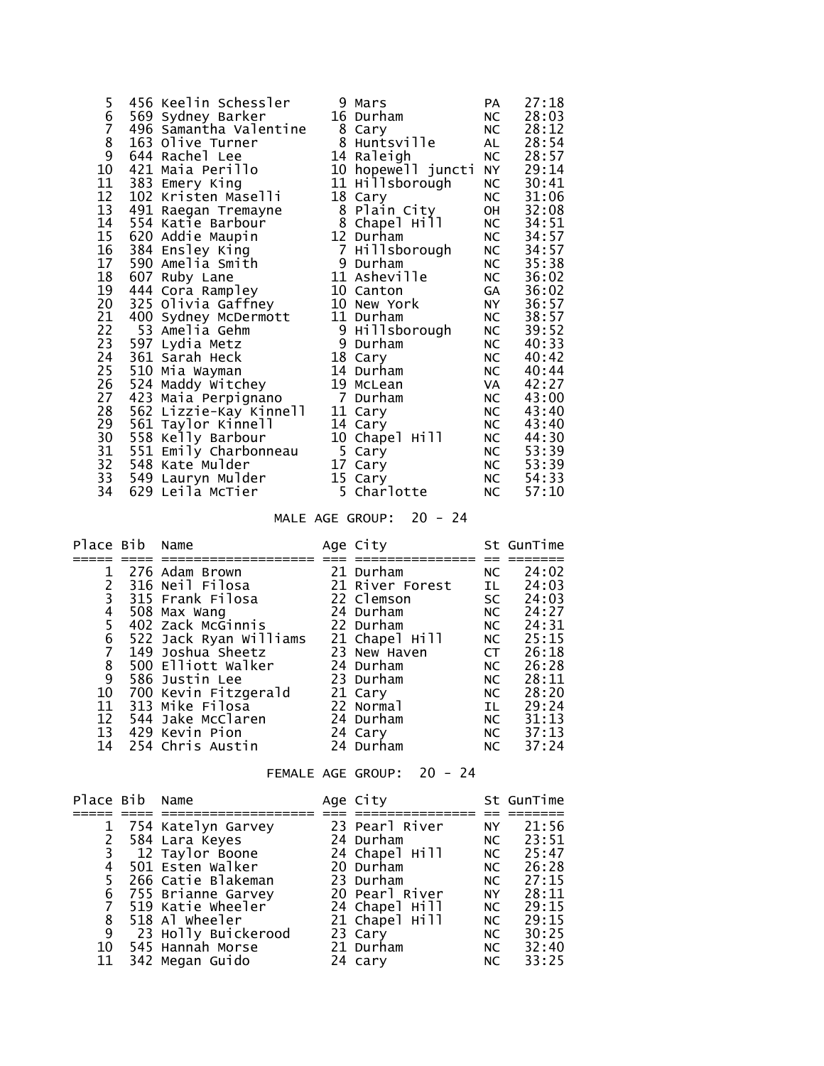| Place | Bib | Name | Age | City | St | GunTime |
|---|---|---|---|---|---|---|
| 5 | 456 | Keelin Schessler | 9 | Mars | PA | 27:18 |
| 6 | 569 | Sydney Barker | 16 | Durham | NC | 28:03 |
| 7 | 496 | Samantha Valentine | 8 | Cary | NC | 28:12 |
| 8 | 163 | Olive Turner | 8 | Huntsville | AL | 28:54 |
| 9 | 644 | Rachel Lee | 14 | Raleigh | NC | 28:57 |
| 10 | 421 | Maia Perillo | 10 | hopewell juncti | NY | 29:14 |
| 11 | 383 | Emery King | 11 | Hillsborough | NC | 30:41 |
| 12 | 102 | Kristen Maselli | 18 | Cary | NC | 31:06 |
| 13 | 491 | Raegan Tremayne | 8 | Plain City | OH | 32:08 |
| 14 | 554 | Katie Barbour | 8 | Chapel Hill | NC | 34:51 |
| 15 | 620 | Addie Maupin | 12 | Durham | NC | 34:57 |
| 16 | 384 | Ensley King | 7 | Hillsborough | NC | 34:57 |
| 17 | 590 | Amelia Smith | 9 | Durham | NC | 35:38 |
| 18 | 607 | Ruby Lane | 11 | Asheville | NC | 36:02 |
| 19 | 444 | Cora Rampley | 10 | Canton | GA | 36:02 |
| 20 | 325 | Olivia Gaffney | 10 | New York | NY | 36:57 |
| 21 | 400 | Sydney McDermott | 11 | Durham | NC | 38:57 |
| 22 | 53 | Amelia Gehm | 9 | Hillsborough | NC | 39:52 |
| 23 | 597 | Lydia Metz | 9 | Durham | NC | 40:33 |
| 24 | 361 | Sarah Heck | 18 | Cary | NC | 40:42 |
| 25 | 510 | Mia Wayman | 14 | Durham | NC | 40:44 |
| 26 | 524 | Maddy Witchey | 19 | McLean | VA | 42:27 |
| 27 | 423 | Maia Perpignano | 7 | Durham | NC | 43:00 |
| 28 | 562 | Lizzie-Kay Kinnell | 11 | Cary | NC | 43:40 |
| 29 | 561 | Taylor Kinnell | 14 | Cary | NC | 43:40 |
| 30 | 558 | Kelly Barbour | 10 | Chapel Hill | NC | 44:30 |
| 31 | 551 | Emily Charbonneau | 5 | Cary | NC | 53:39 |
| 32 | 548 | Kate Mulder | 17 | Cary | NC | 53:39 |
| 33 | 549 | Lauryn Mulder | 15 | Cary | NC | 54:33 |
| 34 | 629 | Leila McTier | 5 | Charlotte | NC | 57:10 |

MALE AGE GROUP: 20 - 24

| Place | Bib | Name | Age | City | St | GunTime |
|---|---|---|---|---|---|---|
| 1 | 276 | Adam Brown | 21 | Durham | NC | 24:02 |
| 2 | 316 | Neil Filosa | 21 | River Forest | IL | 24:03 |
| 3 | 315 | Frank Filosa | 22 | Clemson | SC | 24:03 |
| 4 | 508 | Max Wang | 24 | Durham | NC | 24:27 |
| 5 | 402 | Zack McGinnis | 22 | Durham | NC | 24:31 |
| 6 | 522 | Jack Ryan Williams | 21 | Chapel Hill | NC | 25:15 |
| 7 | 149 | Joshua Sheetz | 23 | New Haven | CT | 26:18 |
| 8 | 500 | Elliott Walker | 24 | Durham | NC | 26:28 |
| 9 | 586 | Justin Lee | 23 | Durham | NC | 28:11 |
| 10 | 700 | Kevin Fitzgerald | 21 | Cary | NC | 28:20 |
| 11 | 313 | Mike Filosa | 22 | Normal | IL | 29:24 |
| 12 | 544 | Jake McClaren | 24 | Durham | NC | 31:13 |
| 13 | 429 | Kevin Pion | 24 | Cary | NC | 37:13 |
| 14 | 254 | Chris Austin | 24 | Durham | NC | 37:24 |

FEMALE AGE GROUP: 20 - 24

| Place | Bib | Name | Age | City | St | GunTime |
|---|---|---|---|---|---|---|
| 1 | 754 | Katelyn Garvey | 23 | Pearl River | NY | 21:56 |
| 2 | 584 | Lara Keyes | 24 | Durham | NC | 23:51 |
| 3 | 12 | Taylor Boone | 24 | Chapel Hill | NC | 25:47 |
| 4 | 501 | Esten Walker | 20 | Durham | NC | 26:28 |
| 5 | 266 | Catie Blakeman | 23 | Durham | NC | 27:15 |
| 6 | 755 | Brianne Garvey | 20 | Pearl River | NY | 28:11 |
| 7 | 519 | Katie Wheeler | 24 | Chapel Hill | NC | 29:15 |
| 8 | 518 | Al Wheeler | 21 | Chapel Hill | NC | 29:15 |
| 9 | 23 | Holly Buickerood | 23 | Cary | NC | 30:25 |
| 10 | 545 | Hannah Morse | 21 | Durham | NC | 32:40 |
| 11 | 342 | Megan Guido | 24 | cary | NC | 33:25 |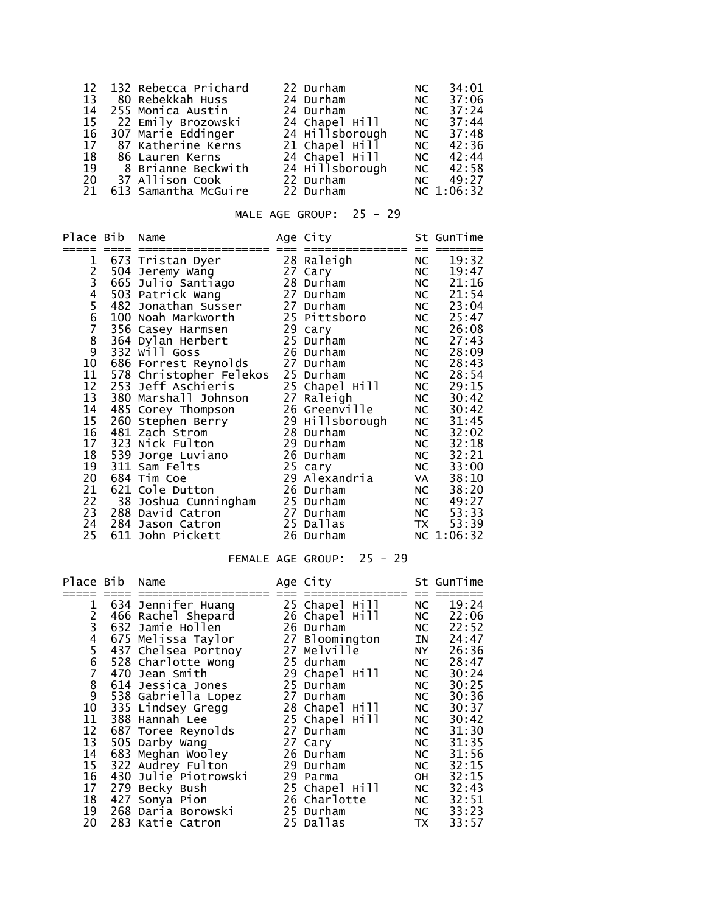| Place | Bib | Name | Age | City | St | GunTime |
|---|---|---|---|---|---|---|
| 12 | 132 | Rebecca Prichard | 22 | Durham | NC | 34:01 |
| 13 | 80 | Rebekkah Huss | 24 | Durham | NC | 37:06 |
| 14 | 255 | Monica Austin | 24 | Durham | NC | 37:24 |
| 15 | 22 | Emily Brozowski | 24 | Chapel Hill | NC | 37:44 |
| 16 | 307 | Marie Eddinger | 24 | Hillsborough | NC | 37:48 |
| 17 | 87 | Katherine Kerns | 21 | Chapel Hill | NC | 42:36 |
| 18 | 86 | Lauren Kerns | 24 | Chapel Hill | NC | 42:44 |
| 19 | 8 | Brianne Beckwith | 24 | Hillsborough | NC | 42:58 |
| 20 | 37 | Allison Cook | 22 | Durham | NC | 49:27 |
| 21 | 613 | Samantha McGuire | 22 | Durham | NC | 1:06:32 |

MALE AGE GROUP: 25 - 29

| Place | Bib | Name | Age | City | St | GunTime |
|---|---|---|---|---|---|---|
| 1 | 673 | Tristan Dyer | 28 | Raleigh | NC | 19:32 |
| 2 | 504 | Jeremy Wang | 27 | Cary | NC | 19:47 |
| 3 | 665 | Julio Santiago | 28 | Durham | NC | 21:16 |
| 4 | 503 | Patrick Wang | 27 | Durham | NC | 21:54 |
| 5 | 482 | Jonathan Susser | 27 | Durham | NC | 23:04 |
| 6 | 100 | Noah Markworth | 25 | Pittsboro | NC | 25:47 |
| 7 | 356 | Casey Harmsen | 29 | cary | NC | 26:08 |
| 8 | 364 | Dylan Herbert | 25 | Durham | NC | 27:43 |
| 9 | 332 | Will Goss | 26 | Durham | NC | 28:09 |
| 10 | 686 | Forrest Reynolds | 27 | Durham | NC | 28:43 |
| 11 | 578 | Christopher Felekos | 25 | Durham | NC | 28:54 |
| 12 | 253 | Jeff Aschieris | 25 | Chapel Hill | NC | 29:15 |
| 13 | 380 | Marshall Johnson | 27 | Raleigh | NC | 30:42 |
| 14 | 485 | Corey Thompson | 26 | Greenville | NC | 30:42 |
| 15 | 260 | Stephen Berry | 29 | Hillsborough | NC | 31:45 |
| 16 | 481 | Zach Strom | 28 | Durham | NC | 32:02 |
| 17 | 323 | Nick Fulton | 29 | Durham | NC | 32:18 |
| 18 | 539 | Jorge Luviano | 26 | Durham | NC | 32:21 |
| 19 | 311 | Sam Felts | 25 | cary | NC | 33:00 |
| 20 | 684 | Tim Coe | 29 | Alexandria | VA | 38:10 |
| 21 | 621 | Cole Dutton | 26 | Durham | NC | 38:20 |
| 22 | 38 | Joshua Cunningham | 25 | Durham | NC | 49:27 |
| 23 | 288 | David Catron | 27 | Durham | NC | 53:33 |
| 24 | 284 | Jason Catron | 25 | Dallas | TX | 53:39 |
| 25 | 611 | John Pickett | 26 | Durham | NC | 1:06:32 |

FEMALE AGE GROUP: 25 - 29

| Place | Bib | Name | Age | City | St | GunTime |
|---|---|---|---|---|---|---|
| 1 | 634 | Jennifer Huang | 25 | Chapel Hill | NC | 19:24 |
| 2 | 466 | Rachel Shepard | 26 | Chapel Hill | NC | 22:06 |
| 3 | 632 | Jamie Hollen | 26 | Durham | NC | 22:52 |
| 4 | 675 | Melissa Taylor | 27 | Bloomington | IN | 24:47 |
| 5 | 437 | Chelsea Portnoy | 27 | Melville | NY | 26:36 |
| 6 | 528 | Charlotte Wong | 25 | durham | NC | 28:47 |
| 7 | 470 | Jean Smith | 29 | Chapel Hill | NC | 30:24 |
| 8 | 614 | Jessica Jones | 25 | Durham | NC | 30:25 |
| 9 | 538 | Gabriella Lopez | 27 | Durham | NC | 30:36 |
| 10 | 335 | Lindsey Gregg | 28 | Chapel Hill | NC | 30:37 |
| 11 | 388 | Hannah Lee | 25 | Chapel Hill | NC | 30:42 |
| 12 | 687 | Toree Reynolds | 27 | Durham | NC | 31:30 |
| 13 | 505 | Darby Wang | 27 | Cary | NC | 31:35 |
| 14 | 683 | Meghan Wooley | 26 | Durham | NC | 31:56 |
| 15 | 322 | Audrey Fulton | 29 | Durham | NC | 32:15 |
| 16 | 430 | Julie Piotrowski | 29 | Parma | OH | 32:15 |
| 17 | 279 | Becky Bush | 25 | Chapel Hill | NC | 32:43 |
| 18 | 427 | Sonya Pion | 26 | Charlotte | NC | 32:51 |
| 19 | 268 | Daria Borowski | 25 | Durham | NC | 33:23 |
| 20 | 283 | Katie Catron | 25 | Dallas | TX | 33:57 |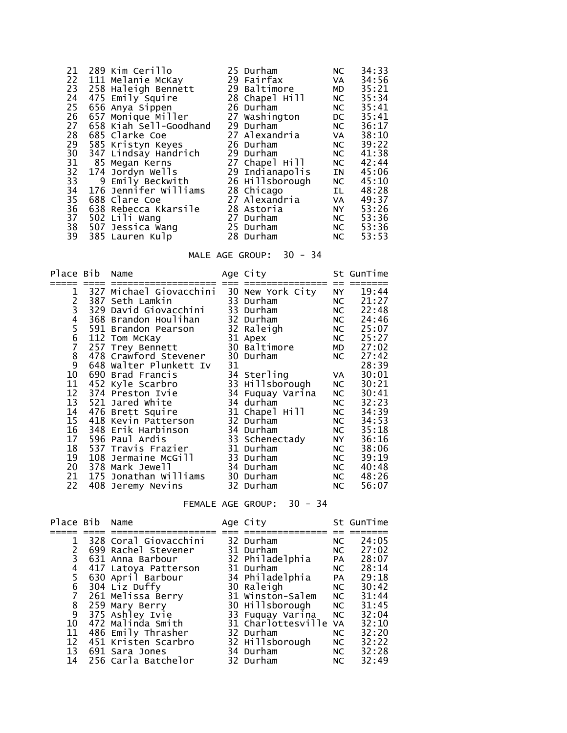| Place | Bib | Name | Age | City | St | GunTime |
|---|---|---|---|---|---|---|
| 21 | 289 | Kim Cerillo | 25 | Durham | NC | 34:33 |
| 22 | 111 | Melanie McKay | 29 | Fairfax | VA | 34:56 |
| 23 | 258 | Haleigh Bennett | 29 | Baltimore | MD | 35:21 |
| 24 | 475 | Emily Squire | 28 | Chapel Hill | NC | 35:34 |
| 25 | 656 | Anya Sippen | 26 | Durham | NC | 35:41 |
| 26 | 657 | Monique Miller | 27 | Washington | DC | 35:41 |
| 27 | 658 | Kiah Sell-Goodhand | 29 | Durham | NC | 36:17 |
| 28 | 685 | Clarke Coe | 27 | Alexandria | VA | 38:10 |
| 29 | 585 | Kristyn Keyes | 26 | Durham | NC | 39:22 |
| 30 | 347 | Lindsay Handrich | 29 | Durham | NC | 41:38 |
| 31 | 85 | Megan Kerns | 27 | Chapel Hill | NC | 42:44 |
| 32 | 174 | Jordyn Wells | 29 | Indianapolis | IN | 45:06 |
| 33 | 9 | Emily Beckwith | 26 | Hillsborough | NC | 45:10 |
| 34 | 176 | Jennifer Williams | 28 | Chicago | IL | 48:28 |
| 35 | 688 | Clare Coe | 27 | Alexandria | VA | 49:37 |
| 36 | 638 | Rebecca Kkarsile | 28 | Astoria | NY | 53:26 |
| 37 | 502 | Lili Wang | 27 | Durham | NC | 53:36 |
| 38 | 507 | Jessica Wang | 25 | Durham | NC | 53:36 |
| 39 | 385 | Lauren Kulp | 28 | Durham | NC | 53:53 |

MALE AGE GROUP: 30 - 34

| Place | Bib | Name | Age | City | St | GunTime |
|---|---|---|---|---|---|---|
| 1 | 327 | Michael Giovacchini | 30 | New York City | NY | 19:44 |
| 2 | 387 | Seth Lamkin | 33 | Durham | NC | 21:27 |
| 3 | 329 | David Giovacchini | 33 | Durham | NC | 22:48 |
| 4 | 368 | Brandon Houlihan | 32 | Durham | NC | 24:46 |
| 5 | 591 | Brandon Pearson | 32 | Raleigh | NC | 25:07 |
| 6 | 112 | Tom McKay | 31 | Apex | NC | 25:27 |
| 7 | 257 | Trey Bennett | 30 | Baltimore | MD | 27:02 |
| 8 | 478 | Crawford Stevener | 30 | Durham | NC | 27:42 |
| 9 | 648 | Walter Plunkett Iv | 31 | | | 28:39 |
| 10 | 690 | Brad Francis | 34 | Sterling | VA | 30:01 |
| 11 | 452 | Kyle Scarbro | 33 | Hillsborough | NC | 30:21 |
| 12 | 374 | Preston Ivie | 34 | Fuquay Varina | NC | 30:41 |
| 13 | 521 | Jared White | 34 | durham | NC | 32:23 |
| 14 | 476 | Brett Squire | 31 | Chapel Hill | NC | 34:39 |
| 15 | 418 | Kevin Patterson | 32 | Durham | NC | 34:53 |
| 16 | 348 | Erik Harbinson | 34 | Durham | NC | 35:18 |
| 17 | 596 | Paul Ardis | 33 | Schenectady | NY | 36:16 |
| 18 | 537 | Travis Frazier | 31 | Durham | NC | 38:06 |
| 19 | 108 | Jermaine McGill | 33 | Durham | NC | 39:19 |
| 20 | 378 | Mark Jewell | 34 | Durham | NC | 40:48 |
| 21 | 175 | Jonathan Williams | 30 | Durham | NC | 48:26 |
| 22 | 408 | Jeremy Nevins | 32 | Durham | NC | 56:07 |

FEMALE AGE GROUP: 30 - 34

| Place | Bib | Name | Age | City | St | GunTime |
|---|---|---|---|---|---|---|
| 1 | 328 | Coral Giovacchini | 32 | Durham | NC | 24:05 |
| 2 | 699 | Rachel Stevener | 31 | Durham | NC | 27:02 |
| 3 | 631 | Anna Barbour | 32 | Philadelphia | PA | 28:07 |
| 4 | 417 | Latoya Patterson | 31 | Durham | NC | 28:14 |
| 5 | 630 | April Barbour | 34 | Philadelphia | PA | 29:18 |
| 6 | 304 | Liz Duffy | 30 | Raleigh | NC | 30:42 |
| 7 | 261 | Melissa Berry | 31 | Winston-Salem | NC | 31:44 |
| 8 | 259 | Mary Berry | 30 | Hillsborough | NC | 31:45 |
| 9 | 375 | Ashley Ivie | 33 | Fuquay Varina | NC | 32:04 |
| 10 | 472 | Malinda Smith | 31 | Charlottesville | VA | 32:10 |
| 11 | 486 | Emily Thrasher | 32 | Durham | NC | 32:20 |
| 12 | 451 | Kristen Scarbro | 32 | Hillsborough | NC | 32:22 |
| 13 | 691 | Sara Jones | 34 | Durham | NC | 32:28 |
| 14 | 256 | Carla Batchelor | 32 | Durham | NC | 32:49 |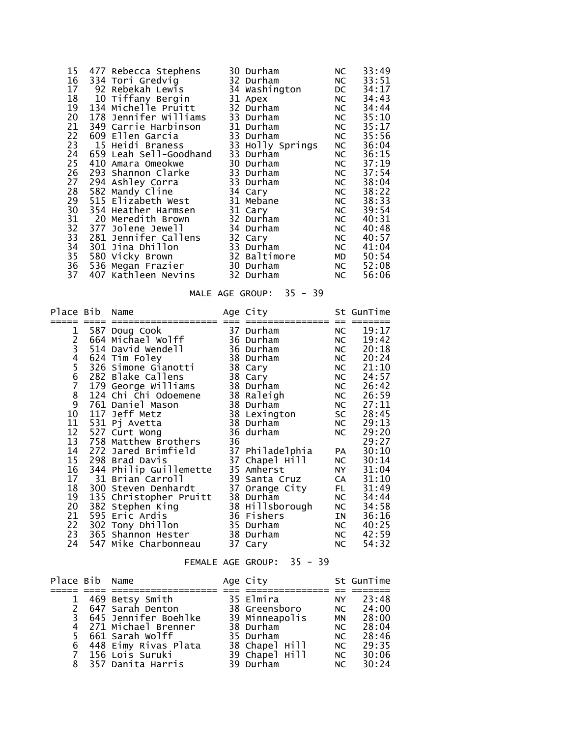| Place | Bib | Name | Age | City | St | GunTime |
|---|---|---|---|---|---|---|
| 15 | 477 | Rebecca Stephens | 30 | Durham | NC | 33:49 |
| 16 | 334 | Tori Gredvig | 32 | Durham | NC | 33:51 |
| 17 | 92 | Rebekah Lewis | 34 | Washington | DC | 34:17 |
| 18 | 10 | Tiffany Bergin | 31 | Apex | NC | 34:43 |
| 19 | 134 | Michelle Pruitt | 32 | Durham | NC | 34:44 |
| 20 | 178 | Jennifer Williams | 33 | Durham | NC | 35:10 |
| 21 | 349 | Carrie Harbinson | 31 | Durham | NC | 35:17 |
| 22 | 609 | Ellen Garcia | 33 | Durham | NC | 35:56 |
| 23 | 15 | Heidi Braness | 33 | Holly Springs | NC | 36:04 |
| 24 | 659 | Leah Sell-Goodhand | 33 | Durham | NC | 36:15 |
| 25 | 410 | Amara Omeokwe | 30 | Durham | NC | 37:19 |
| 26 | 293 | Shannon Clarke | 33 | Durham | NC | 37:54 |
| 27 | 294 | Ashley Corra | 33 | Durham | NC | 38:04 |
| 28 | 582 | Mandy Cline | 34 | Cary | NC | 38:22 |
| 29 | 515 | Elizabeth West | 31 | Mebane | NC | 38:33 |
| 30 | 354 | Heather Harmsen | 31 | Cary | NC | 39:54 |
| 31 | 20 | Meredith Brown | 32 | Durham | NC | 40:31 |
| 32 | 377 | Jolene Jewell | 34 | Durham | NC | 40:48 |
| 33 | 281 | Jennifer Callens | 32 | Cary | NC | 40:57 |
| 34 | 301 | Jina Dhillon | 33 | Durham | NC | 41:04 |
| 35 | 580 | Vicky Brown | 32 | Baltimore | MD | 50:54 |
| 36 | 536 | Megan Frazier | 30 | Durham | NC | 52:08 |
| 37 | 407 | Kathleen Nevins | 32 | Durham | NC | 56:06 |

## MALE AGE GROUP: 35 - 39

| Place | Bib | Name | Age | City | St | GunTime |
|---|---|---|---|---|---|---|
| 1 | 587 | Doug Cook | 37 | Durham | NC | 19:17 |
| 2 | 664 | Michael Wolff | 36 | Durham | NC | 19:42 |
| 3 | 514 | David Wendell | 36 | Durham | NC | 20:18 |
| 4 | 624 | Tim Foley | 38 | Durham | NC | 20:24 |
| 5 | 326 | Simone Gianotti | 38 | Cary | NC | 21:10 |
| 6 | 282 | Blake Callens | 38 | Cary | NC | 24:57 |
| 7 | 179 | George Williams | 38 | Durham | NC | 26:42 |
| 8 | 124 | Chi Chi Odoemene | 38 | Raleigh | NC | 26:59 |
| 9 | 761 | Daniel Mason | 38 | Durham | NC | 27:11 |
| 10 | 117 | Jeff Metz | 38 | Lexington | SC | 28:45 |
| 11 | 531 | Pj Avetta | 38 | Durham | NC | 29:13 |
| 12 | 527 | Curt Wong | 36 | durham | NC | 29:20 |
| 13 | 758 | Matthew Brothers | 36 | | | 29:27 |
| 14 | 272 | Jared Brimfield | 37 | Philadelphia | PA | 30:10 |
| 15 | 298 | Brad Davis | 37 | Chapel Hill | NC | 30:14 |
| 16 | 344 | Philip Guillemette | 35 | Amherst | NY | 31:04 |
| 17 | 31 | Brian Carroll | 39 | Santa Cruz | CA | 31:10 |
| 18 | 300 | Steven Denhardt | 37 | Orange City | FL | 31:49 |
| 19 | 135 | Christopher Pruitt | 38 | Durham | NC | 34:44 |
| 20 | 382 | Stephen King | 38 | Hillsborough | NC | 34:58 |
| 21 | 595 | Eric Ardis | 36 | Fishers | IN | 36:16 |
| 22 | 302 | Tony Dhillon | 35 | Durham | NC | 40:25 |
| 23 | 365 | Shannon Hester | 38 | Durham | NC | 42:59 |
| 24 | 547 | Mike Charbonneau | 37 | Cary | NC | 54:32 |

## FEMALE AGE GROUP: 35 - 39

| Place | Bib | Name | Age | City | St | GunTime |
|---|---|---|---|---|---|---|
| 1 | 469 | Betsy Smith | 35 | Elmira | NY | 23:48 |
| 2 | 647 | Sarah Denton | 38 | Greensboro | NC | 24:00 |
| 3 | 645 | Jennifer Boehlke | 39 | Minneapolis | MN | 28:00 |
| 4 | 271 | Michael Brenner | 38 | Durham | NC | 28:04 |
| 5 | 661 | Sarah Wolff | 35 | Durham | NC | 28:46 |
| 6 | 448 | Eimy Rivas Plata | 38 | Chapel Hill | NC | 29:35 |
| 7 | 156 | Lois Suruki | 39 | Chapel Hill | NC | 30:06 |
| 8 | 357 | Danita Harris | 39 | Durham | NC | 30:24 |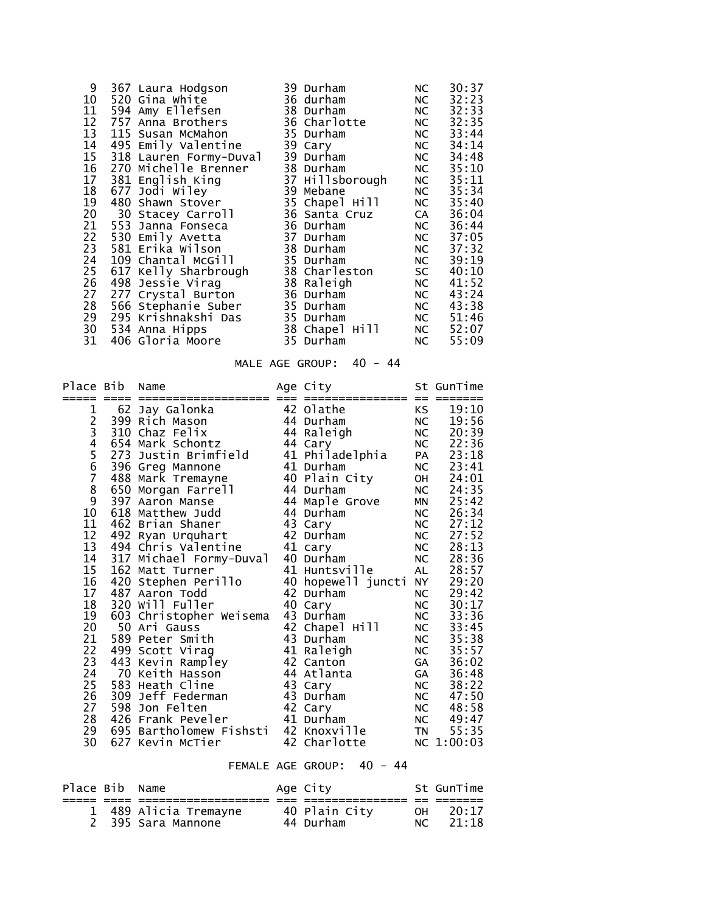| Place | Bib | Name | Age | City | St | GunTime |
|---|---|---|---|---|---|---|
| 9 | 367 | Laura Hodgson | 39 | Durham | NC | 30:37 |
| 10 | 520 | Gina White | 36 | durham | NC | 32:23 |
| 11 | 594 | Amy Ellefsen | 38 | Durham | NC | 32:33 |
| 12 | 757 | Anna Brothers | 36 | Charlotte | NC | 32:35 |
| 13 | 115 | Susan McMahon | 35 | Durham | NC | 33:44 |
| 14 | 495 | Emily Valentine | 39 | Cary | NC | 34:14 |
| 15 | 318 | Lauren Formy-Duval | 39 | Durham | NC | 34:48 |
| 16 | 270 | Michelle Brenner | 38 | Durham | NC | 35:10 |
| 17 | 381 | English King | 37 | Hillsborough | NC | 35:11 |
| 18 | 677 | Jodi Wiley | 39 | Mebane | NC | 35:34 |
| 19 | 480 | Shawn Stover | 35 | Chapel Hill | NC | 35:40 |
| 20 | 30 | Stacey Carroll | 36 | Santa Cruz | CA | 36:04 |
| 21 | 553 | Janna Fonseca | 36 | Durham | NC | 36:44 |
| 22 | 530 | Emily Avetta | 37 | Durham | NC | 37:05 |
| 23 | 581 | Erika Wilson | 38 | Durham | NC | 37:32 |
| 24 | 109 | Chantal McGill | 35 | Durham | NC | 39:19 |
| 25 | 617 | Kelly Sharbrough | 38 | Charleston | SC | 40:10 |
| 26 | 498 | Jessie Virag | 38 | Raleigh | NC | 41:52 |
| 27 | 277 | Crystal Burton | 36 | Durham | NC | 43:24 |
| 28 | 566 | Stephanie Suber | 35 | Durham | NC | 43:38 |
| 29 | 295 | Krishnakshi Das | 35 | Durham | NC | 51:46 |
| 30 | 534 | Anna Hipps | 38 | Chapel Hill | NC | 52:07 |
| 31 | 406 | Gloria Moore | 35 | Durham | NC | 55:09 |

MALE AGE GROUP: 40 - 44

| Place | Bib | Name | Age | City | St | GunTime |
|---|---|---|---|---|---|---|
| 1 | 62 | Jay Galonka | 42 | Olathe | KS | 19:10 |
| 2 | 399 | Rich Mason | 44 | Durham | NC | 19:56 |
| 3 | 310 | Chaz Felix | 44 | Raleigh | NC | 20:39 |
| 4 | 654 | Mark Schontz | 44 | Cary | NC | 22:36 |
| 5 | 273 | Justin Brimfield | 41 | Philadelphia | PA | 23:18 |
| 6 | 396 | Greg Mannone | 41 | Durham | NC | 23:41 |
| 7 | 488 | Mark Tremayne | 40 | Plain City | OH | 24:01 |
| 8 | 650 | Morgan Farrell | 44 | Durham | NC | 24:35 |
| 9 | 397 | Aaron Manse | 44 | Maple Grove | MN | 25:42 |
| 10 | 618 | Matthew Judd | 44 | Durham | NC | 26:34 |
| 11 | 462 | Brian Shaner | 43 | Cary | NC | 27:12 |
| 12 | 492 | Ryan Urquhart | 42 | Durham | NC | 27:52 |
| 13 | 494 | Chris Valentine | 41 | cary | NC | 28:13 |
| 14 | 317 | Michael Formy-Duval | 40 | Durham | NC | 28:36 |
| 15 | 162 | Matt Turner | 41 | Huntsville | AL | 28:57 |
| 16 | 420 | Stephen Perillo | 40 | hopewell juncti | NY | 29:20 |
| 17 | 487 | Aaron Todd | 42 | Durham | NC | 29:42 |
| 18 | 320 | Will Fuller | 40 | Cary | NC | 30:17 |
| 19 | 603 | Christopher Weisema | 43 | Durham | NC | 33:36 |
| 20 | 50 | Ari Gauss | 42 | Chapel Hill | NC | 33:45 |
| 21 | 589 | Peter Smith | 43 | Durham | NC | 35:38 |
| 22 | 499 | Scott Virag | 41 | Raleigh | NC | 35:57 |
| 23 | 443 | Kevin Rampley | 42 | Canton | GA | 36:02 |
| 24 | 70 | Keith Hasson | 44 | Atlanta | GA | 36:48 |
| 25 | 583 | Heath Cline | 43 | Cary | NC | 38:22 |
| 26 | 309 | Jeff Federman | 43 | Durham | NC | 47:50 |
| 27 | 598 | Jon Felten | 42 | Cary | NC | 48:58 |
| 28 | 426 | Frank Peveler | 41 | Durham | NC | 49:47 |
| 29 | 695 | Bartholomew Fishsti | 42 | Knoxville | TN | 55:35 |
| 30 | 627 | Kevin McTier | 42 | Charlotte | NC | 1:00:03 |

FEMALE AGE GROUP: 40 - 44

| Place | Bib | Name | Age | City | St | GunTime |
|---|---|---|---|---|---|---|
| 1 | 489 | Alicia Tremayne | 40 | Plain City | OH | 20:17 |
| 2 | 395 | Sara Mannone | 44 | Durham | NC | 21:18 |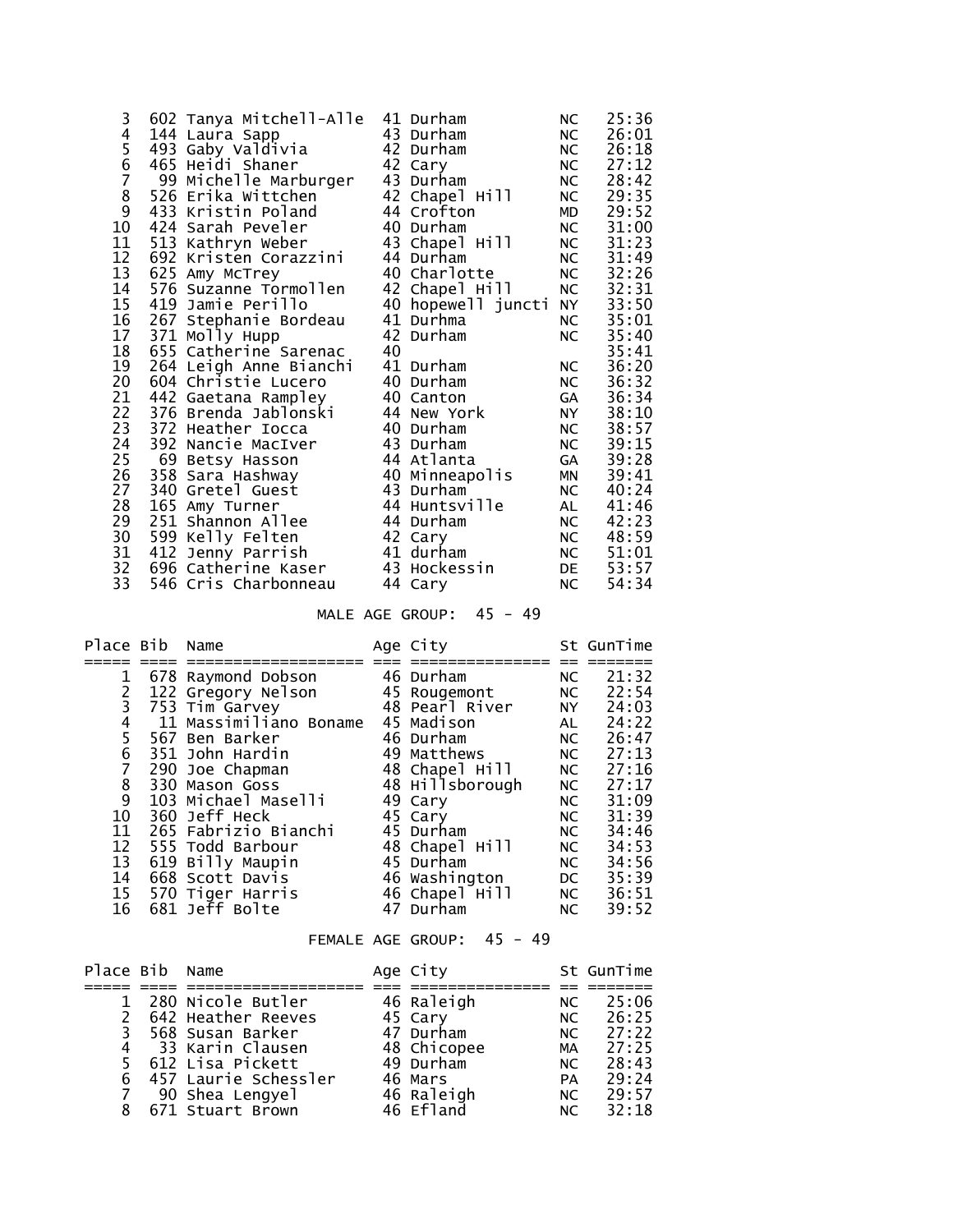| Place | Bib | Name | Age | City | St | GunTime |
|---|---|---|---|---|---|---|
| 3 | 602 | Tanya Mitchell-Alle | 41 | Durham | NC | 25:36 |
| 4 | 144 | Laura Sapp | 43 | Durham | NC | 26:01 |
| 5 | 493 | Gaby Valdivia | 42 | Durham | NC | 26:18 |
| 6 | 465 | Heidi Shaner | 42 | Cary | NC | 27:12 |
| 7 | 99 | Michelle Marburger | 43 | Durham | NC | 28:42 |
| 8 | 526 | Erika Wittchen | 42 | Chapel Hill | NC | 29:35 |
| 9 | 433 | Kristin Poland | 44 | Crofton | MD | 29:52 |
| 10 | 424 | Sarah Peveler | 40 | Durham | NC | 31:00 |
| 11 | 513 | Kathryn Weber | 43 | Chapel Hill | NC | 31:23 |
| 12 | 692 | Kristen Corazzini | 44 | Durham | NC | 31:49 |
| 13 | 625 | Amy McTrey | 40 | Charlotte | NC | 32:26 |
| 14 | 576 | Suzanne Tormollen | 42 | Chapel Hill | NC | 32:31 |
| 15 | 419 | Jamie Perillo | 40 | hopewell juncti | NY | 33:50 |
| 16 | 267 | Stephanie Bordeau | 41 | Durhma | NC | 35:01 |
| 17 | 371 | Molly Hupp | 42 | Durham | NC | 35:40 |
| 18 | 655 | Catherine Sarenac | 40 | | | 35:41 |
| 19 | 264 | Leigh Anne Bianchi | 41 | Durham | NC | 36:20 |
| 20 | 604 | Christie Lucero | 40 | Durham | NC | 36:32 |
| 21 | 442 | Gaetana Rampley | 40 | Canton | GA | 36:34 |
| 22 | 376 | Brenda Jablonski | 44 | New York | NY | 38:10 |
| 23 | 372 | Heather Iocca | 40 | Durham | NC | 38:57 |
| 24 | 392 | Nancie MacIver | 43 | Durham | NC | 39:15 |
| 25 | 69 | Betsy Hasson | 44 | Atlanta | GA | 39:28 |
| 26 | 358 | Sara Hashway | 40 | Minneapolis | MN | 39:41 |
| 27 | 340 | Gretel Guest | 43 | Durham | NC | 40:24 |
| 28 | 165 | Amy Turner | 44 | Huntsville | AL | 41:46 |
| 29 | 251 | Shannon Allee | 44 | Durham | NC | 42:23 |
| 30 | 599 | Kelly Felten | 42 | Cary | NC | 48:59 |
| 31 | 412 | Jenny Parrish | 41 | durham | NC | 51:01 |
| 32 | 696 | Catherine Kaser | 43 | Hockessin | DE | 53:57 |
| 33 | 546 | Cris Charbonneau | 44 | Cary | NC | 54:34 |

## MALE AGE GROUP: 45 - 49

| Place | Bib | Name | Age | City | St | GunTime |
|---|---|---|---|---|---|---|
| 1 | 678 | Raymond Dobson | 46 | Durham | NC | 21:32 |
| 2 | 122 | Gregory Nelson | 45 | Rougemont | NC | 22:54 |
| 3 | 753 | Tim Garvey | 48 | Pearl River | NY | 24:03 |
| 4 | 11 | Massimiliano Boname | 45 | Madison | AL | 24:22 |
| 5 | 567 | Ben Barker | 46 | Durham | NC | 26:47 |
| 6 | 351 | John Hardin | 49 | Matthews | NC | 27:13 |
| 7 | 290 | Joe Chapman | 48 | Chapel Hill | NC | 27:16 |
| 8 | 330 | Mason Goss | 48 | Hillsborough | NC | 27:17 |
| 9 | 103 | Michael Maselli | 49 | Cary | NC | 31:09 |
| 10 | 360 | Jeff Heck | 45 | Cary | NC | 31:39 |
| 11 | 265 | Fabrizio Bianchi | 45 | Durham | NC | 34:46 |
| 12 | 555 | Todd Barbour | 48 | Chapel Hill | NC | 34:53 |
| 13 | 619 | Billy Maupin | 45 | Durham | NC | 34:56 |
| 14 | 668 | Scott Davis | 46 | Washington | DC | 35:39 |
| 15 | 570 | Tiger Harris | 46 | Chapel Hill | NC | 36:51 |
| 16 | 681 | Jeff Bolte | 47 | Durham | NC | 39:52 |

## FEMALE AGE GROUP: 45 - 49

| Place | Bib | Name | Age | City | St | GunTime |
|---|---|---|---|---|---|---|
| 1 | 280 | Nicole Butler | 46 | Raleigh | NC | 25:06 |
| 2 | 642 | Heather Reeves | 45 | Cary | NC | 26:25 |
| 3 | 568 | Susan Barker | 47 | Durham | NC | 27:22 |
| 4 | 33 | Karin Clausen | 48 | Chicopee | MA | 27:25 |
| 5 | 612 | Lisa Pickett | 49 | Durham | NC | 28:43 |
| 6 | 457 | Laurie Schessler | 46 | Mars | PA | 29:24 |
| 7 | 90 | Shea Lengyel | 46 | Raleigh | NC | 29:57 |
| 8 | 671 | Stuart Brown | 46 | Efland | NC | 32:18 |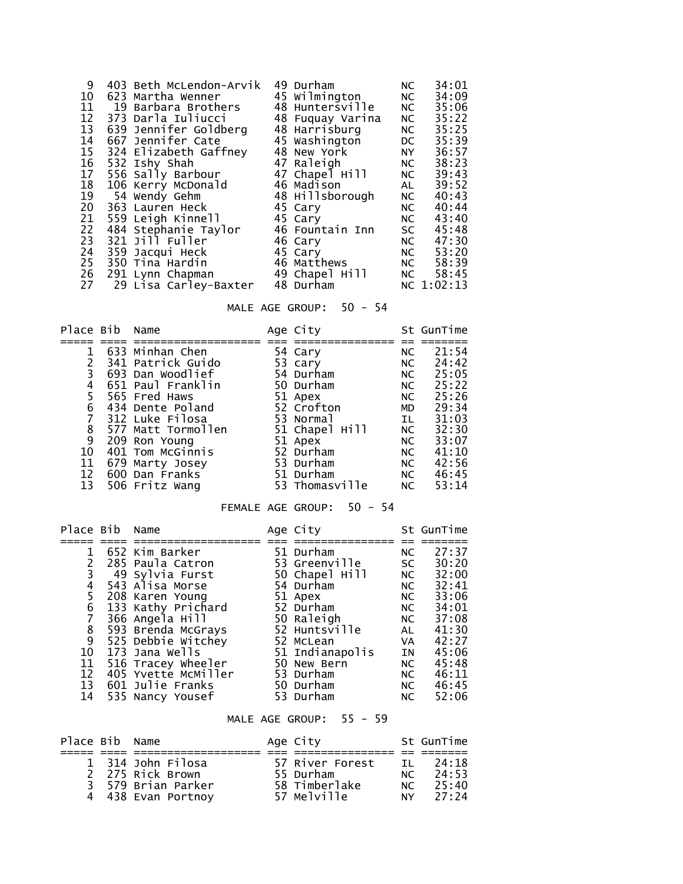| Place | Bib | Name | Age | City | St | GunTime |
|---|---|---|---|---|---|---|
| 9 | 403 | Beth McLendon-Arvik | 49 | Durham | NC | 34:01 |
| 10 | 623 | Martha Wenner | 45 | Wilmington | NC | 34:09 |
| 11 | 19 | Barbara Brothers | 48 | Huntersville | NC | 35:06 |
| 12 | 373 | Darla Iuliucci | 48 | Fuquay Varina | NC | 35:22 |
| 13 | 639 | Jennifer Goldberg | 48 | Harrisburg | NC | 35:25 |
| 14 | 667 | Jennifer Cate | 45 | Washington | DC | 35:39 |
| 15 | 324 | Elizabeth Gaffney | 48 | New York | NY | 36:57 |
| 16 | 532 | Ishy Shah | 47 | Raleigh | NC | 38:23 |
| 17 | 556 | Sally Barbour | 47 | Chapel Hill | NC | 39:43 |
| 18 | 106 | Kerry McDonald | 46 | Madison | AL | 39:52 |
| 19 | 54 | Wendy Gehm | 48 | Hillsborough | NC | 40:43 |
| 20 | 363 | Lauren Heck | 45 | Cary | NC | 40:44 |
| 21 | 559 | Leigh Kinnell | 45 | Cary | NC | 43:40 |
| 22 | 484 | Stephanie Taylor | 46 | Fountain Inn | SC | 45:48 |
| 23 | 321 | Jill Fuller | 46 | Cary | NC | 47:30 |
| 24 | 359 | Jacqui Heck | 45 | Cary | NC | 53:20 |
| 25 | 350 | Tina Hardin | 46 | Matthews | NC | 58:39 |
| 26 | 291 | Lynn Chapman | 49 | Chapel Hill | NC | 58:45 |
| 27 | 29 | Lisa Carley-Baxter | 48 | Durham | NC | 1:02:13 |

MALE AGE GROUP: 50 - 54

| Place | Bib | Name | Age | City | St | GunTime |
|---|---|---|---|---|---|---|
| 1 | 633 | Minhan Chen | 54 | Cary | NC | 21:54 |
| 2 | 341 | Patrick Guido | 53 | cary | NC | 24:42 |
| 3 | 693 | Dan Woodlief | 54 | Durham | NC | 25:05 |
| 4 | 651 | Paul Franklin | 50 | Durham | NC | 25:22 |
| 5 | 565 | Fred Haws | 51 | Apex | NC | 25:26 |
| 6 | 434 | Dente Poland | 52 | Crofton | MD | 29:34 |
| 7 | 312 | Luke Filosa | 53 | Normal | IL | 31:03 |
| 8 | 577 | Matt Tormollen | 51 | Chapel Hill | NC | 32:30 |
| 9 | 209 | Ron Young | 51 | Apex | NC | 33:07 |
| 10 | 401 | Tom McGinnis | 52 | Durham | NC | 41:10 |
| 11 | 679 | Marty Josey | 53 | Durham | NC | 42:56 |
| 12 | 600 | Dan Franks | 51 | Durham | NC | 46:45 |
| 13 | 506 | Fritz Wang | 53 | Thomasville | NC | 53:14 |

FEMALE AGE GROUP: 50 - 54

| Place | Bib | Name | Age | City | St | GunTime |
|---|---|---|---|---|---|---|
| 1 | 652 | Kim Barker | 51 | Durham | NC | 27:37 |
| 2 | 285 | Paula Catron | 53 | Greenville | SC | 30:20 |
| 3 | 49 | Sylvia Furst | 50 | Chapel Hill | NC | 32:00 |
| 4 | 543 | Alisa Morse | 54 | Durham | NC | 32:41 |
| 5 | 208 | Karen Young | 51 | Apex | NC | 33:06 |
| 6 | 133 | Kathy Prichard | 52 | Durham | NC | 34:01 |
| 7 | 366 | Angela Hill | 50 | Raleigh | NC | 37:08 |
| 8 | 593 | Brenda McGrays | 52 | Huntsville | AL | 41:30 |
| 9 | 525 | Debbie Witchey | 52 | McLean | VA | 42:27 |
| 10 | 173 | Jana Wells | 51 | Indianapolis | IN | 45:06 |
| 11 | 516 | Tracey Wheeler | 50 | New Bern | NC | 45:48 |
| 12 | 405 | Yvette McMiller | 53 | Durham | NC | 46:11 |
| 13 | 601 | Julie Franks | 50 | Durham | NC | 46:45 |
| 14 | 535 | Nancy Yousef | 53 | Durham | NC | 52:06 |

MALE AGE GROUP: 55 - 59

| Place | Bib | Name | Age | City | St | GunTime |
|---|---|---|---|---|---|---|
| 1 | 314 | John Filosa | 57 | River Forest | IL | 24:18 |
| 2 | 275 | Rick Brown | 55 | Durham | NC | 24:53 |
| 3 | 579 | Brian Parker | 58 | Timberlake | NC | 25:40 |
| 4 | 438 | Evan Portnoy | 57 | Melville | NY | 27:24 |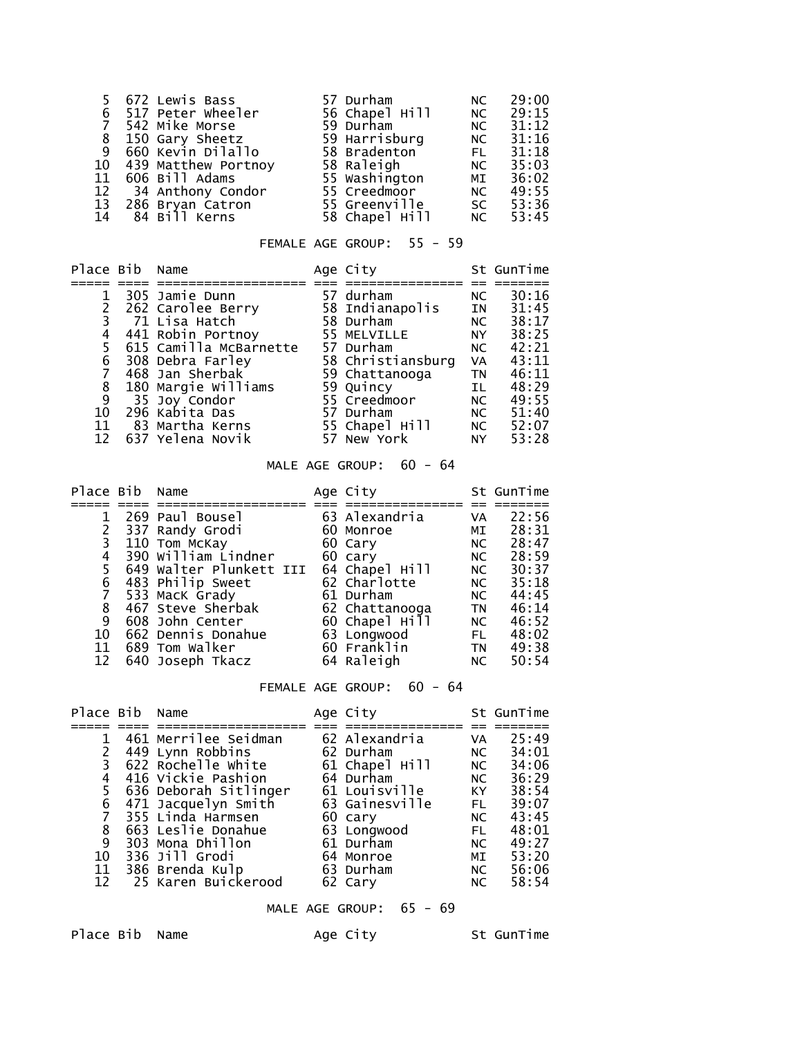| Place | Bib | Name | Age | City | St | GunTime |
|---|---|---|---|---|---|---|
| 5 | 672 | Lewis Bass | 57 | Durham | NC | 29:00 |
| 6 | 517 | Peter Wheeler | 56 | Chapel Hill | NC | 29:15 |
| 7 | 542 | Mike Morse | 59 | Durham | NC | 31:12 |
| 8 | 150 | Gary Sheetz | 59 | Harrisburg | NC | 31:16 |
| 9 | 660 | Kevin Dilallo | 58 | Bradenton | FL | 31:18 |
| 10 | 439 | Matthew Portnoy | 58 | Raleigh | NC | 35:03 |
| 11 | 606 | Bill Adams | 55 | Washington | MI | 36:02 |
| 12 | 34 | Anthony Condor | 55 | Creedmoor | NC | 49:55 |
| 13 | 286 | Bryan Catron | 55 | Greenville | SC | 53:36 |
| 14 | 84 | Bill Kerns | 58 | Chapel Hill | NC | 53:45 |

FEMALE AGE GROUP: 55 - 59

| Place | Bib | Name | Age | City | St | GunTime |
|---|---|---|---|---|---|---|
| 1 | 305 | Jamie Dunn | 57 | durham | NC | 30:16 |
| 2 | 262 | Carolee Berry | 58 | Indianapolis | IN | 31:45 |
| 3 | 71 | Lisa Hatch | 58 | Durham | NC | 38:17 |
| 4 | 441 | Robin Portnoy | 55 | MELVILLE | NY | 38:25 |
| 5 | 615 | Camilla McBarnette | 57 | Durham | NC | 42:21 |
| 6 | 308 | Debra Farley | 58 | Christiansburg | VA | 43:11 |
| 7 | 468 | Jan Sherbak | 59 | Chattanooga | TN | 46:11 |
| 8 | 180 | Margie Williams | 59 | Quincy | IL | 48:29 |
| 9 | 35 | Joy Condor | 55 | Creedmoor | NC | 49:55 |
| 10 | 296 | Kabita Das | 57 | Durham | NC | 51:40 |
| 11 | 83 | Martha Kerns | 55 | Chapel Hill | NC | 52:07 |
| 12 | 637 | Yelena Novik | 57 | New York | NY | 53:28 |

MALE AGE GROUP: 60 - 64

| Place | Bib | Name | Age | City | St | GunTime |
|---|---|---|---|---|---|---|
| 1 | 269 | Paul Bousel | 63 | Alexandria | VA | 22:56 |
| 2 | 337 | Randy Grodi | 60 | Monroe | MI | 28:31 |
| 3 | 110 | Tom McKay | 60 | Cary | NC | 28:47 |
| 4 | 390 | William Lindner | 60 | cary | NC | 28:59 |
| 5 | 649 | Walter Plunkett III | 64 | Chapel Hill | NC | 30:37 |
| 6 | 483 | Philip Sweet | 62 | Charlotte | NC | 35:18 |
| 7 | 533 | MacK Grady | 61 | Durham | NC | 44:45 |
| 8 | 467 | Steve Sherbak | 62 | Chattanooga | TN | 46:14 |
| 9 | 608 | John Center | 60 | Chapel Hill | NC | 46:52 |
| 10 | 662 | Dennis Donahue | 63 | Longwood | FL | 48:02 |
| 11 | 689 | Tom Walker | 60 | Franklin | TN | 49:38 |
| 12 | 640 | Joseph Tkacz | 64 | Raleigh | NC | 50:54 |

FEMALE AGE GROUP: 60 - 64

| Place | Bib | Name | Age | City | St | GunTime |
|---|---|---|---|---|---|---|
| 1 | 461 | Merrilee Seidman | 62 | Alexandria | VA | 25:49 |
| 2 | 449 | Lynn Robbins | 62 | Durham | NC | 34:01 |
| 3 | 622 | Rochelle White | 61 | Chapel Hill | NC | 34:06 |
| 4 | 416 | Vickie Pashion | 64 | Durham | NC | 36:29 |
| 5 | 636 | Deborah Sitlinger | 61 | Louisville | KY | 38:54 |
| 6 | 471 | Jacquelyn Smith | 63 | Gainesville | FL | 39:07 |
| 7 | 355 | Linda Harmsen | 60 | cary | NC | 43:45 |
| 8 | 663 | Leslie Donahue | 63 | Longwood | FL | 48:01 |
| 9 | 303 | Mona Dhillon | 61 | Durham | NC | 49:27 |
| 10 | 336 | Jill Grodi | 64 | Monroe | MI | 53:20 |
| 11 | 386 | Brenda Kulp | 63 | Durham | NC | 56:06 |
| 12 | 25 | Karen Buickerood | 62 | Cary | NC | 58:54 |

MALE AGE GROUP: 65 - 69

| Place | Bib | Name | Age | City | St | GunTime |
|---|---|---|---|---|---|---|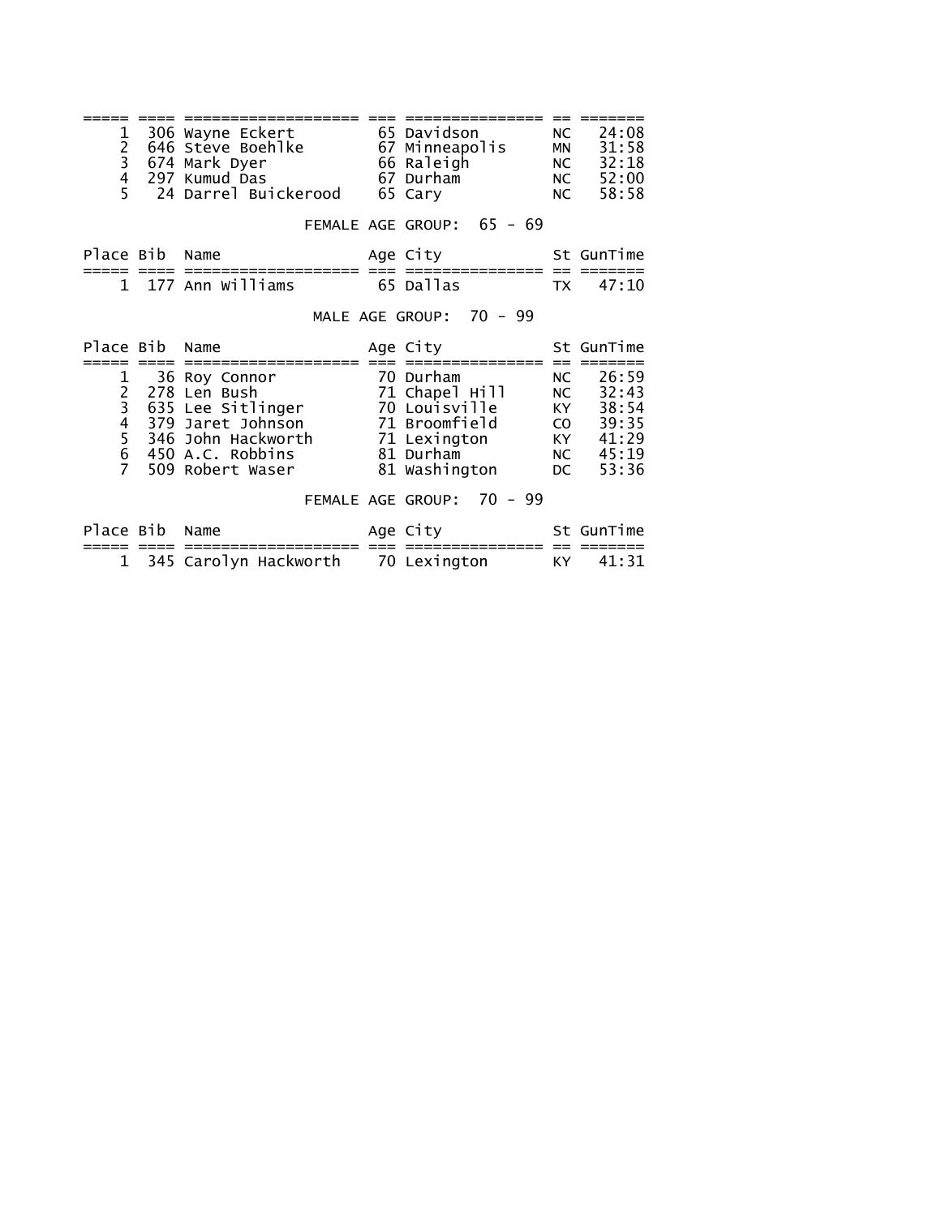| | | | | | | |
|---|---|---|---|---|---|---|
| 1 | 306 | Wayne Eckert | 65 | Davidson | NC | 24:08 |
| 2 | 646 | Steve Boehlke | 67 | Minneapolis | MN | 31:58 |
| 3 | 674 | Mark Dyer | 66 | Raleigh | NC | 32:18 |
| 4 | 297 | Kumud Das | 67 | Durham | NC | 52:00 |
| 5 | 24 | Darrel Buickerood | 65 | Cary | NC | 58:58 |

## FEMALE AGE GROUP: 65 - 69

| Place | Bib | Name | Age | City | St | GunTime |
|---|---|---|---|---|---|---|
| 1 | 177 | Ann Williams | 65 | Dallas | TX | 47:10 |

## MALE AGE GROUP: 70 - 99

| Place | Bib | Name | Age | City | St | GunTime |
|---|---|---|---|---|---|---|
| 1 | 36 | Roy Connor | 70 | Durham | NC | 26:59 |
| 2 | 278 | Len Bush | 71 | Chapel Hill | NC | 32:43 |
| 3 | 635 | Lee Sitlinger | 70 | Louisville | KY | 38:54 |
| 4 | 379 | Jaret Johnson | 71 | Broomfield | CO | 39:35 |
| 5 | 346 | John Hackworth | 71 | Lexington | KY | 41:29 |
| 6 | 450 | A.C. Robbins | 81 | Durham | NC | 45:19 |
| 7 | 509 | Robert Waser | 81 | Washington | DC | 53:36 |

## FEMALE AGE GROUP: 70 - 99

| Place | Bib | Name | Age | City | St | GunTime |
|---|---|---|---|---|---|---|
| 1 | 345 | Carolyn Hackworth | 70 | Lexington | KY | 41:31 |